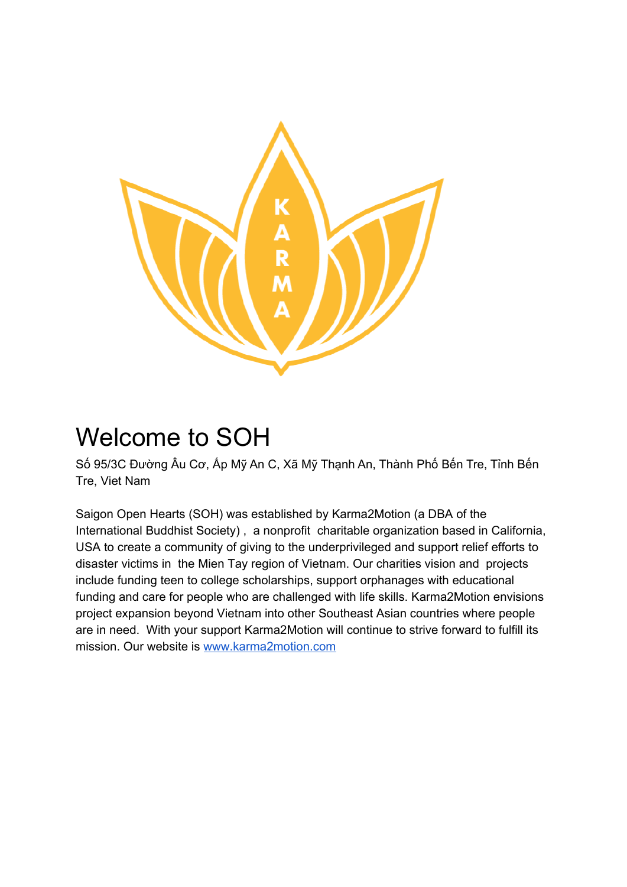# Welcome to SOH

Số 95/3C Đường Âu Cơ, Ấp Mỹ An C, Xã Mỹ Thạnh An, Thành Phố Bến Tre, Tỉnh Bến Tre, Viet Nam

Saigon Open Hearts (SOH) was established by Karma2Motion (a DBA of the International Buddhist Society) , a nonprofit charitable organization based in California, USA to create a community of giving to the underprivileged and support relief efforts to disaster victims in the Mien Tay region of Vietnam. Our charities vision and projects include funding teen to college scholarships, support orphanages with educational funding and care for people who are challenged with life skills. Karma2Motion envisions project expansion beyond Vietnam into other Southeast Asian countries where people are in need. With your support Karma2Motion will continue to strive forward to fulfill its mission. Our website is [www.karma2motion.com](http://www.karma2motion.com)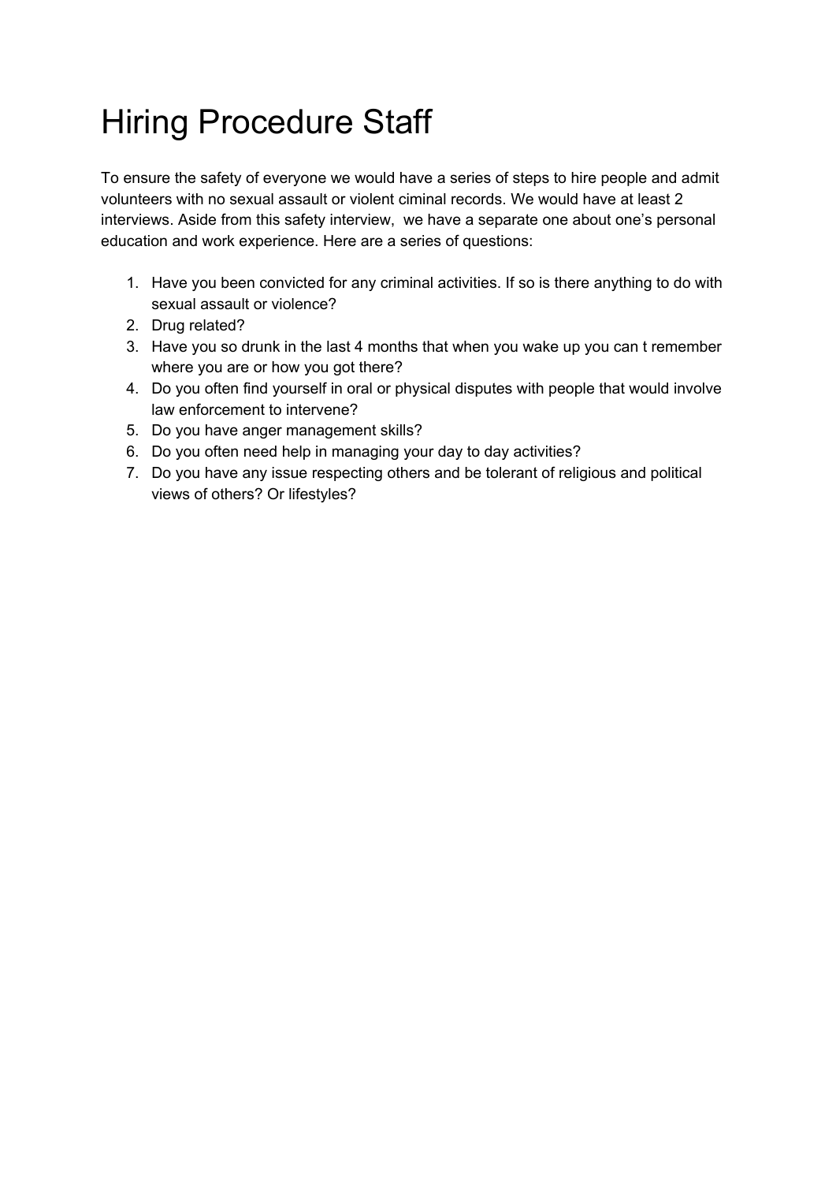# Hiring Procedure Staff

To ensure the safety of everyone we would have a series of steps to hire people and admit volunteers with no sexual assault or violent ciminal records. We would have at least 2 interviews. Aside from this safety interview,  we have a separate one about one's personal education and work experience. Here are a series of questions:

1. Have you been convicted for any criminal activities. If so is there anything to do with sexual assault or violence?
2. Drug related?
3. Have you so drunk in the last 4 months that when you wake up you can t remember where you are or how you got there?
4. Do you often find yourself in oral or physical disputes with people that would involve law enforcement to intervene?
5. Do you have anger management skills?
6. Do you often need help in managing your day to day activities?
7. Do you have any issue respecting others and be tolerant of religious and political views of others? Or lifestyles?